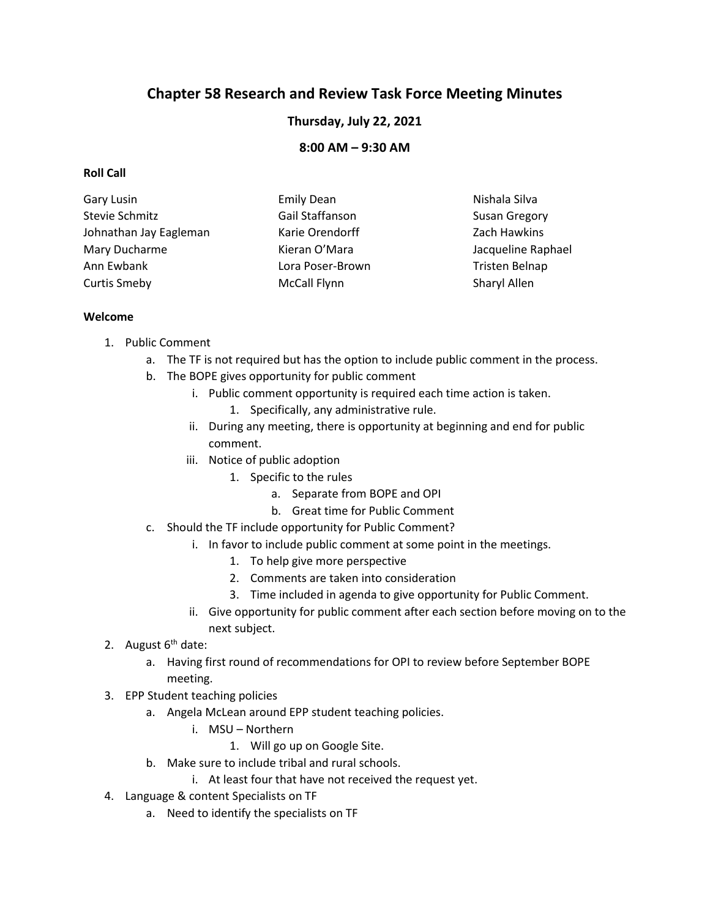# Chapter 58 Research and Review Task Force Meeting Minutes

**Thursday, July 22, 2021**

**8:00 AM – 9:30 AM**

**Roll Call**

Gary Lusin
Stevie Schmitz
Johnathan Jay Eagleman
Mary Ducharme
Ann Ewbank
Curtis Smeby
Emily Dean
Gail Staffanson
Karie Orendorff
Kieran O'Mara
Lora Poser-Brown
McCall Flynn
Nishala Silva
Susan Gregory
Zach Hawkins
Jacqueline Raphael
Tristen Belnap
Sharyl Allen

**Welcome**

1. Public Comment
   a. The TF is not required but has the option to include public comment in the process.
   b. The BOPE gives opportunity for public comment
      i. Public comment opportunity is required each time action is taken.
         1. Specifically, any administrative rule.
      ii. During any meeting, there is opportunity at beginning and end for public comment.
      iii. Notice of public adoption
         1. Specific to the rules
            a. Separate from BOPE and OPI
            b. Great time for Public Comment
   c. Should the TF include opportunity for Public Comment?
      i. In favor to include public comment at some point in the meetings.
         1. To help give more perspective
         2. Comments are taken into consideration
         3. Time included in agenda to give opportunity for Public Comment.
      ii. Give opportunity for public comment after each section before moving on to the next subject.
2. August 6th date:
   a. Having first round of recommendations for OPI to review before September BOPE meeting.
3. EPP Student teaching policies
   a. Angela McLean around EPP student teaching policies.
      i. MSU – Northern
         1. Will go up on Google Site.
   b. Make sure to include tribal and rural schools.
      i. At least four that have not received the request yet.
4. Language & content Specialists on TF
   a. Need to identify the specialists on TF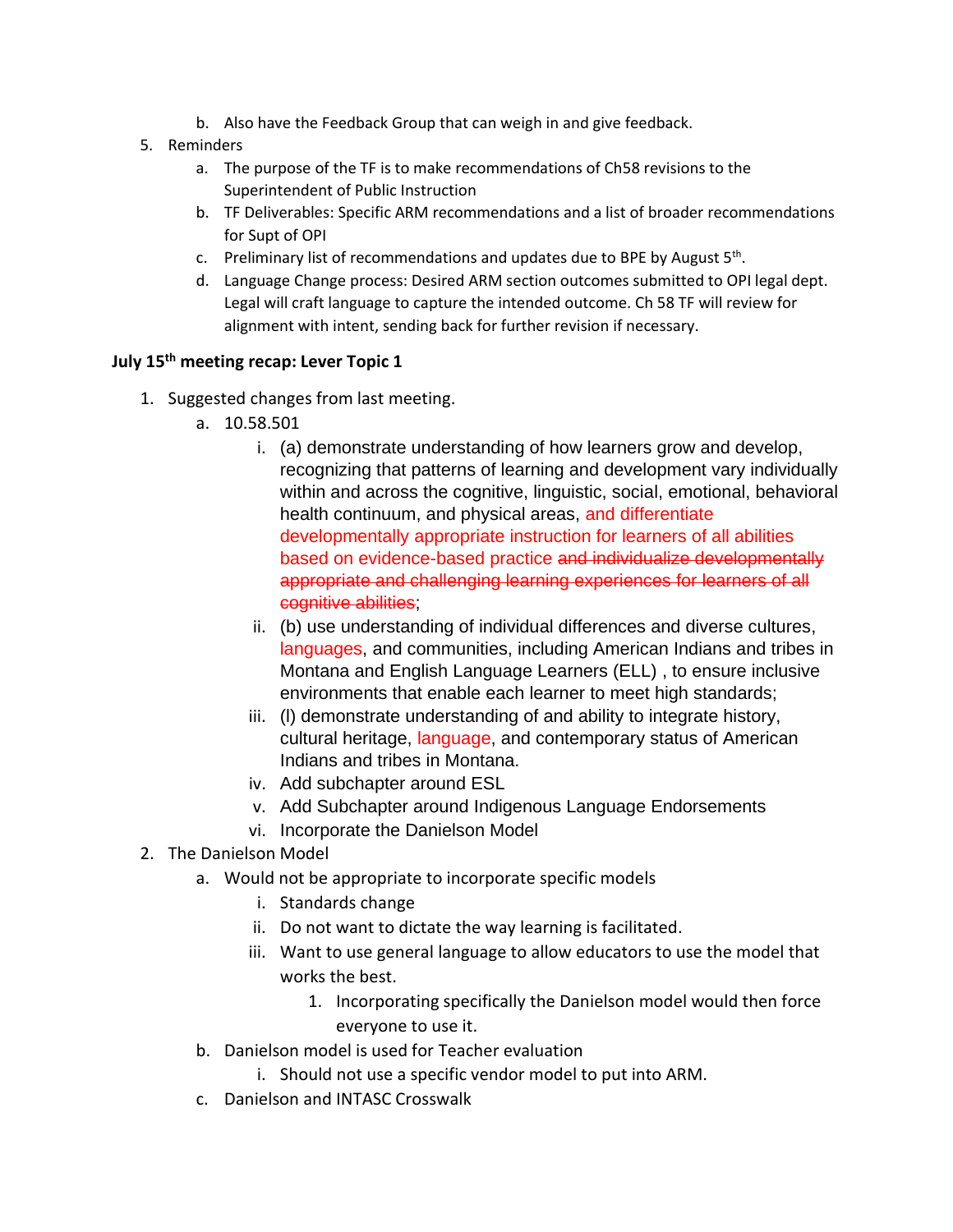b. Also have the Feedback Group that can weigh in and give feedback.

5. Reminders
   a. The purpose of the TF is to make recommendations of Ch58 revisions to the Superintendent of Public Instruction
   b. TF Deliverables: Specific ARM recommendations and a list of broader recommendations for Supt of OPI
   c. Preliminary list of recommendations and updates due to BPE by August 5th.
   d. Language Change process: Desired ARM section outcomes submitted to OPI legal dept. Legal will craft language to capture the intended outcome. Ch 58 TF will review for alignment with intent, sending back for further revision if necessary.

**July 15th meeting recap: Lever Topic 1**

1. Suggested changes from last meeting.
   a. 10.58.501
      i. (a) demonstrate understanding of how learners grow and develop, recognizing that patterns of learning and development vary individually within and across the cognitive, linguistic, social, emotional, behavioral health continuum, and physical areas, and differentiate developmentally appropriate instruction for learners of all abilities based on evidence-based practice ~~and individualize developmentally appropriate and challenging learning experiences for learners of all cognitive abilities~~;
      ii. (b) use understanding of individual differences and diverse cultures, languages, and communities, including American Indians and tribes in Montana and English Language Learners (ELL) , to ensure inclusive environments that enable each learner to meet high standards;
      iii. (l) demonstrate understanding of and ability to integrate history, cultural heritage, language, and contemporary status of American Indians and tribes in Montana.
      iv. Add subchapter around ESL
      v. Add Subchapter around Indigenous Language Endorsements
      vi. Incorporate the Danielson Model
2. The Danielson Model
   a. Would not be appropriate to incorporate specific models
      i. Standards change
      ii. Do not want to dictate the way learning is facilitated.
      iii. Want to use general language to allow educators to use the model that works the best.
         1. Incorporating specifically the Danielson model would then force everyone to use it.
   b. Danielson model is used for Teacher evaluation
      i. Should not use a specific vendor model to put into ARM.
   c. Danielson and INTASC Crosswalk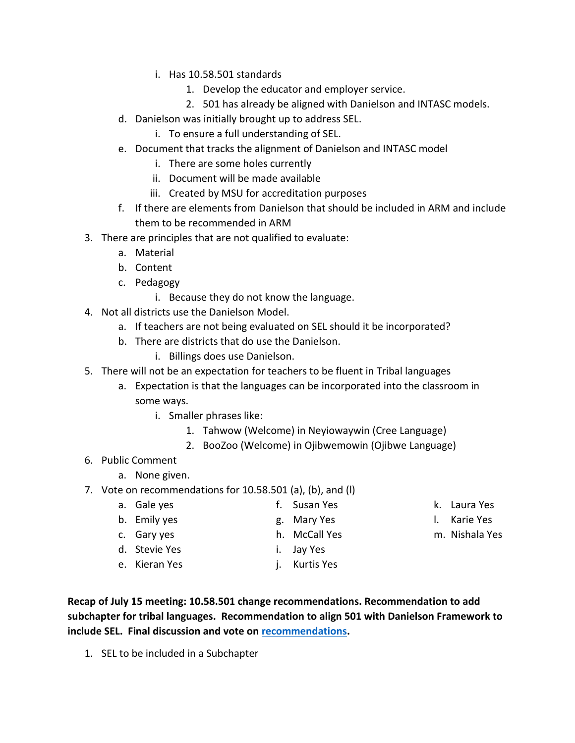i. Has 10.58.501 standards
         1. Develop the educator and employer service.
         2. 501 has already be aligned with Danielson and INTASC models.
   d. Danielson was initially brought up to address SEL.
      i. To ensure a full understanding of SEL.
   e. Document that tracks the alignment of Danielson and INTASC model
      i. There are some holes currently
      ii. Document will be made available
      iii. Created by MSU for accreditation purposes
   f. If there are elements from Danielson that should be included in ARM and include them to be recommended in ARM
3. There are principles that are not qualified to evaluate:
   a. Material
   b. Content
   c. Pedagogy
      i. Because they do not know the language.
4. Not all districts use the Danielson Model.
   a. If teachers are not being evaluated on SEL should it be incorporated?
   b. There are districts that do use the Danielson.
      i. Billings does use Danielson.
5. There will not be an expectation for teachers to be fluent in Tribal languages
   a. Expectation is that the languages can be incorporated into the classroom in some ways.
      i. Smaller phrases like:
         1. Tahwow (Welcome) in Neyiowaywin (Cree Language)
         2. BooZoo (Welcome) in Ojibwemowin (Ojibwe Language)
6. Public Comment
   a. None given.
7. Vote on recommendations for 10.58.501 (a), (b), and (l)
   a. Gale yes
   b. Emily yes
   c. Gary yes
   d. Stevie Yes
   e. Kieran Yes
   f. Susan Yes
   g. Mary Yes
   h. McCall Yes
   i. Jay Yes
   j. Kurtis Yes
   k. Laura Yes
   l. Karie Yes
   m. Nishala Yes

**Recap of July 15 meeting: 10.58.501 change recommendations. Recommendation to add subchapter for tribal languages. Recommendation to align 501 with Danielson Framework to include SEL. Final discussion and vote on recommendations.**

1. SEL to be included in a Subchapter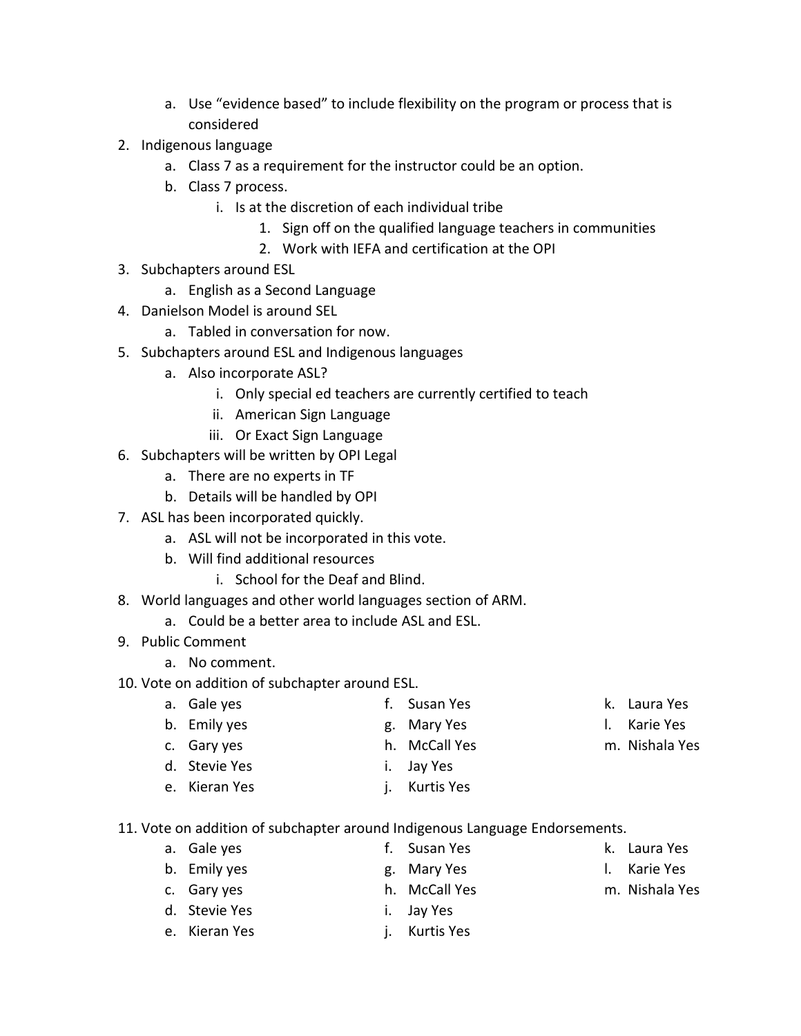a. Use "evidence based" to include flexibility on the program or process that is considered

2. Indigenous language
   a. Class 7 as a requirement for the instructor could be an option.
   b. Class 7 process.
      i. Is at the discretion of each individual tribe
         1. Sign off on the qualified language teachers in communities
         2. Work with IEFA and certification at the OPI
3. Subchapters around ESL
   a. English as a Second Language
4. Danielson Model is around SEL
   a. Tabled in conversation for now.
5. Subchapters around ESL and Indigenous languages
   a. Also incorporate ASL?
      i. Only special ed teachers are currently certified to teach
      ii. American Sign Language
      iii. Or Exact Sign Language
6. Subchapters will be written by OPI Legal
   a. There are no experts in TF
   b. Details will be handled by OPI
7. ASL has been incorporated quickly.
   a. ASL will not be incorporated in this vote.
   b. Will find additional resources
      i. School for the Deaf and Blind.
8. World languages and other world languages section of ARM.
   a. Could be a better area to include ASL and ESL.
9. Public Comment
   a. No comment.
10. Vote on addition of subchapter around ESL.
    a. Gale yes
    b. Emily yes
    c. Gary yes
    d. Stevie Yes
    e. Kieran Yes
    f. Susan Yes
    g. Mary Yes
    h. McCall Yes
    i. Jay Yes
    j. Kurtis Yes
    k. Laura Yes
    l. Karie Yes
    m. Nishala Yes
11. Vote on addition of subchapter around Indigenous Language Endorsements.
    a. Gale yes
    b. Emily yes
    c. Gary yes
    d. Stevie Yes
    e. Kieran Yes
    f. Susan Yes
    g. Mary Yes
    h. McCall Yes
    i. Jay Yes
    j. Kurtis Yes
    k. Laura Yes
    l. Karie Yes
    m. Nishala Yes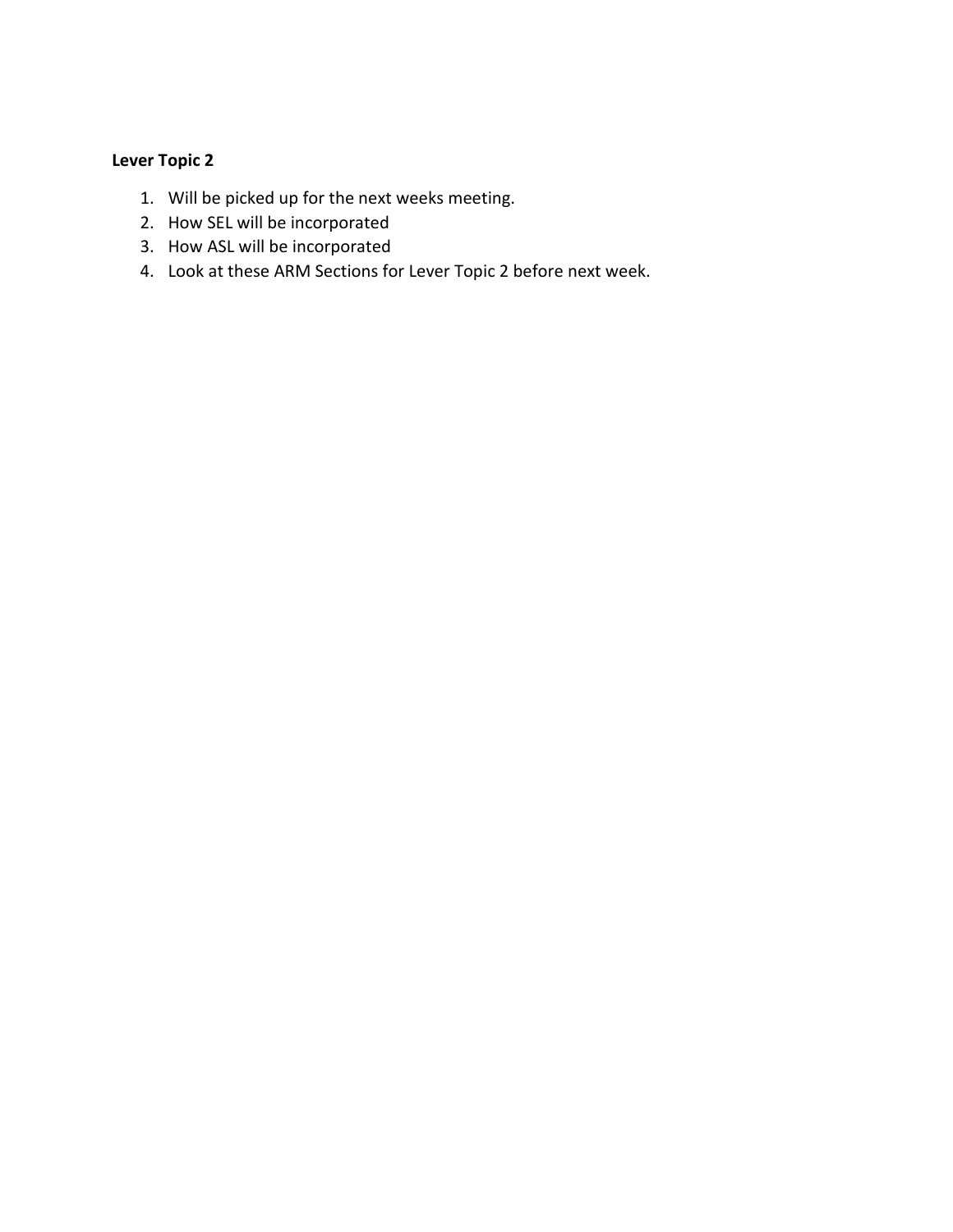**Lever Topic 2**

1. Will be picked up for the next weeks meeting.
2. How SEL will be incorporated
3. How ASL will be incorporated
4. Look at these ARM Sections for Lever Topic 2 before next week.